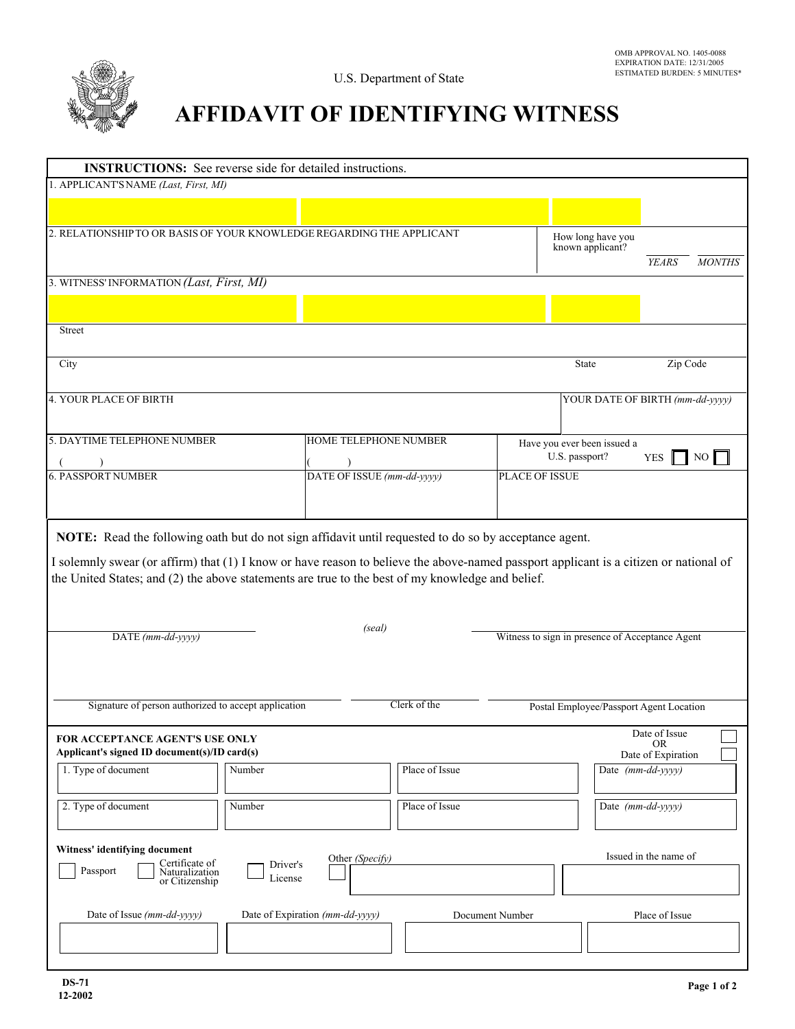OMB APPROVAL NO. 1405-0088
EXPIRATION DATE: 12/31/2005
ESTIMATED BURDEN: 5 MINUTES*

U.S. Department of State

# AFFIDAVIT OF IDENTIFYING WITNESS

**INSTRUCTIONS:** See reverse side for detailed instructions.

1. APPLICANT'S NAME *(Last, First, MI)*

2. RELATIONSHIP TO OR BASIS OF YOUR KNOWLEDGE REGARDING THE APPLICANT

How long have you known applicant? ______ *YEARS* ______ *MONTHS*

3. WITNESS' INFORMATION *(Last, First, MI)*

Street

City | State | Zip Code

4. YOUR PLACE OF BIRTH | YOUR DATE OF BIRTH *(mm-dd-yyyy)*

5. DAYTIME TELEPHONE NUMBER ( ) | HOME TELEPHONE NUMBER ( ) | Have you ever been issued a U.S. passport? YES ☐ NO ☐

6. PASSPORT NUMBER | DATE OF ISSUE *(mm-dd-yyyy)* | PLACE OF ISSUE

**NOTE:** Read the following oath but do not sign affidavit until requested to do so by acceptance agent.

I solemnly swear (or affirm) that (1) I know or have reason to believe the above-named passport applicant is a citizen or national of the United States; and (2) the above statements are true to the best of my knowledge and belief.

DATE *(mm-dd-yyyy)* _______________ *(seal)* _______________ Witness to sign in presence of Acceptance Agent

Signature of person authorized to accept application _______________ Clerk of the _______________ Postal Employee/Passport Agent Location

**FOR ACCEPTANCE AGENT'S USE ONLY**
**Applicant's signed ID document(s)/ID card(s)**

Date of Issue ☐ OR Date of Expiration ☐

| Type of document | Number | Place of Issue | Date *(mm-dd-yyyy)* |
|---|---|---|---|
| 1. | | | |
| 2. | | | |

**Witness' identifying document**

☐ Passport ☐ Certificate of Naturalization or Citizenship ☐ Driver's License ☐ Other *(Specify)* ______ Issued in the name of ______

| Date of Issue *(mm-dd-yyyy)* | Date of Expiration *(mm-dd-yyyy)* | Document Number | Place of Issue |
|---|---|---|---|
| | | | |

DS-71
12-2002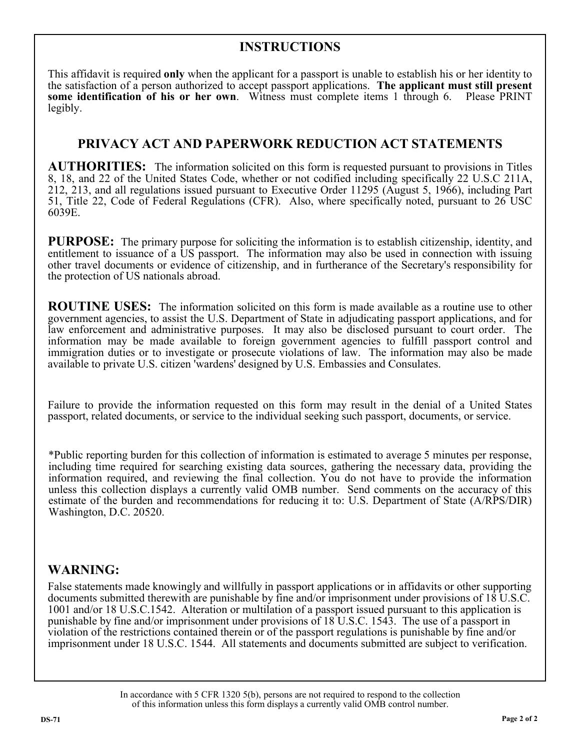## INSTRUCTIONS

This affidavit is required **only** when the applicant for a passport is unable to establish his or her identity to the satisfaction of a person authorized to accept passport applications. **The applicant must still present some identification of his or her own**. Witness must complete items 1 through 6. Please PRINT legibly.

## PRIVACY ACT AND PAPERWORK REDUCTION ACT STATEMENTS

**AUTHORITIES:** The information solicited on this form is requested pursuant to provisions in Titles 8, 18, and 22 of the United States Code, whether or not codified including specifically 22 U.S.C 211A, 212, 213, and all regulations issued pursuant to Executive Order 11295 (August 5, 1966), including Part 51, Title 22, Code of Federal Regulations (CFR). Also, where specifically noted, pursuant to 26 USC 6039E.

**PURPOSE:** The primary purpose for soliciting the information is to establish citizenship, identity, and entitlement to issuance of a US passport. The information may also be used in connection with issuing other travel documents or evidence of citizenship, and in furtherance of the Secretary's responsibility for the protection of US nationals abroad.

**ROUTINE USES:** The information solicited on this form is made available as a routine use to other government agencies, to assist the U.S. Department of State in adjudicating passport applications, and for law enforcement and administrative purposes. It may also be disclosed pursuant to court order. The information may be made available to foreign government agencies to fulfill passport control and immigration duties or to investigate or prosecute violations of law. The information may also be made available to private U.S. citizen 'wardens' designed by U.S. Embassies and Consulates.

Failure to provide the information requested on this form may result in the denial of a United States passport, related documents, or service to the individual seeking such passport, documents, or service.

*Public reporting burden for this collection of information is estimated to average 5 minutes per response, including time required for searching existing data sources, gathering the necessary data, providing the information required, and reviewing the final collection. You do not have to provide the information unless this collection displays a currently valid OMB number. Send comments on the accuracy of this estimate of the burden and recommendations for reducing it to: U.S. Department of State (A/RPS/DIR) Washington, D.C. 20520.

## WARNING:

False statements made knowingly and willfully in passport applications or in affidavits or other supporting documents submitted therewith are punishable by fine and/or imprisonment under provisions of 18 U.S.C. 1001 and/or 18 U.S.C.1542. Alteration or multilation of a passport issued pursuant to this application is punishable by fine and/or imprisonment under provisions of 18 U.S.C. 1543. The use of a passport in violation of the restrictions contained therein or of the passport regulations is punishable by fine and/or imprisonment under 18 U.S.C. 1544. All statements and documents submitted are subject to verification.

In accordance with 5 CFR 1320 5(b), persons are not required to respond to the collection of this information unless this form displays a currently valid OMB control number.

DS-71